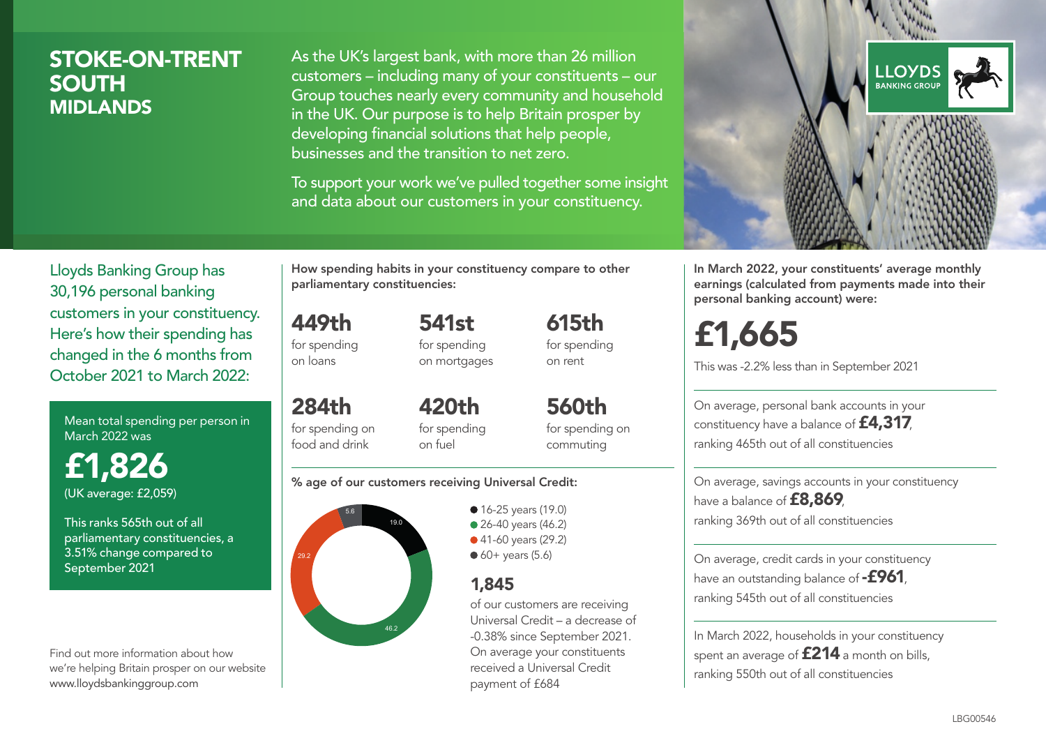# STOKE-ON-TRENT SOUTH
## MIDLANDS

As the UK's largest bank, with more than 26 million customers – including many of your constituents – our Group touches nearly every community and household in the UK. Our purpose is to help Britain prosper by developing financial solutions that help people, businesses and the transition to net zero.

To support your work we've pulled together some insight and data about our customers in your constituency.

LLOYDS BANKING GROUP

Lloyds Banking Group has 30,196 personal banking customers in your constituency. Here's how their spending has changed in the 6 months from October 2021 to March 2022:

Mean total spending per person in March 2022 was

**£1,826**
(UK average: £2,059)

This ranks 565th out of all parliamentary constituencies, a 3.51% change compared to September 2021

Find out more information about how we're helping Britain prosper on our website www.lloydsbankinggroup.com

How spending habits in your constituency compare to other parliamentary constituencies:

**449th** for spending on loans

**541st** for spending on mortgages

**615th** for spending on rent

**284th** for spending on food and drink

**420th** for spending on fuel

**560th** for spending on commuting

% age of our customers receiving Universal Credit:

- 16-25 years (19.0)
- 26-40 years (46.2)
- 41-60 years (29.2)
- 60+ years (5.6)

**1,845**
of our customers are receiving Universal Credit – a decrease of -0.38% since September 2021. On average your constituents received a Universal Credit payment of £684

In March 2022, your constituents' average monthly earnings (calculated from payments made into their personal banking account) were:

**£1,665**

This was -2.2% less than in September 2021

On average, personal bank accounts in your constituency have a balance of **£4,317**, ranking 465th out of all constituencies

On average, savings accounts in your constituency have a balance of **£8,869**, ranking 369th out of all constituencies

On average, credit cards in your constituency have an outstanding balance of **-£961**, ranking 545th out of all constituencies

In March 2022, households in your constituency spent an average of **£214** a month on bills, ranking 550th out of all constituencies

LBG00546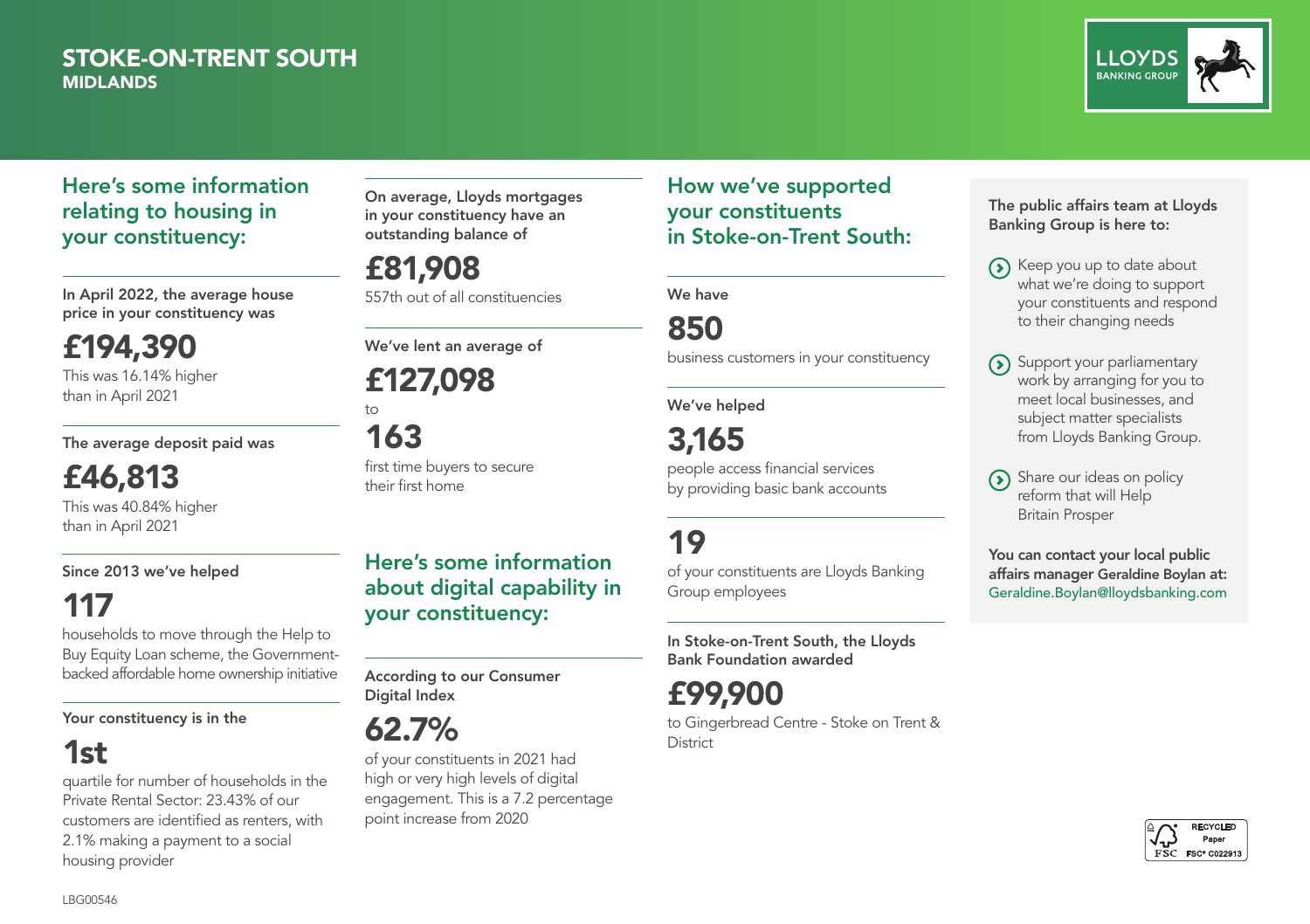# STOKE-ON-TRENT SOUTH
## MIDLANDS

LLOYDS BANKING GROUP

## Here's some information relating to housing in your constituency:

In April 2022, the average house price in your constituency was

**£194,390**

This was 16.14% higher than in April 2021

The average deposit paid was

**£46,813**

This was 40.84% higher than in April 2021

Since 2013 we've helped

**117**

households to move through the Help to Buy Equity Loan scheme, the Government-backed affordable home ownership initiative

Your constituency is in the

**1st**

quartile for number of households in the Private Rental Sector: 23.43% of our customers are identified as renters, with 2.1% making a payment to a social housing provider

On average, Lloyds mortgages in your constituency have an outstanding balance of

**£81,908**

557th out of all constituencies

We've lent an average of

**£127,098**

to

**163**

first time buyers to secure their first home

## Here's some information about digital capability in your constituency:

According to our Consumer Digital Index

**62.7%**

of your constituents in 2021 had high or very high levels of digital engagement. This is a 7.2 percentage point increase from 2020

## How we've supported your constituents in Stoke-on-Trent South:

We have

**850**

business customers in your constituency

We've helped

**3,165**

people access financial services by providing basic bank accounts

**19**

of your constituents are Lloyds Banking Group employees

In Stoke-on-Trent South, the Lloyds Bank Foundation awarded

**£99,900**

to Gingerbread Centre - Stoke on Trent & District

The public affairs team at Lloyds Banking Group is here to:

- Keep you up to date about what we're doing to support your constituents and respond to their changing needs
- Support your parliamentary work by arranging for you to meet local businesses, and subject matter specialists from Lloyds Banking Group.
- Share our ideas on policy reform that will Help Britain Prosper

**You can contact your local public affairs manager Geraldine Boylan at:**
Geraldine.Boylan@lloydsbanking.com

RECYCLED Paper FSC FSC® C022913

LBG00546